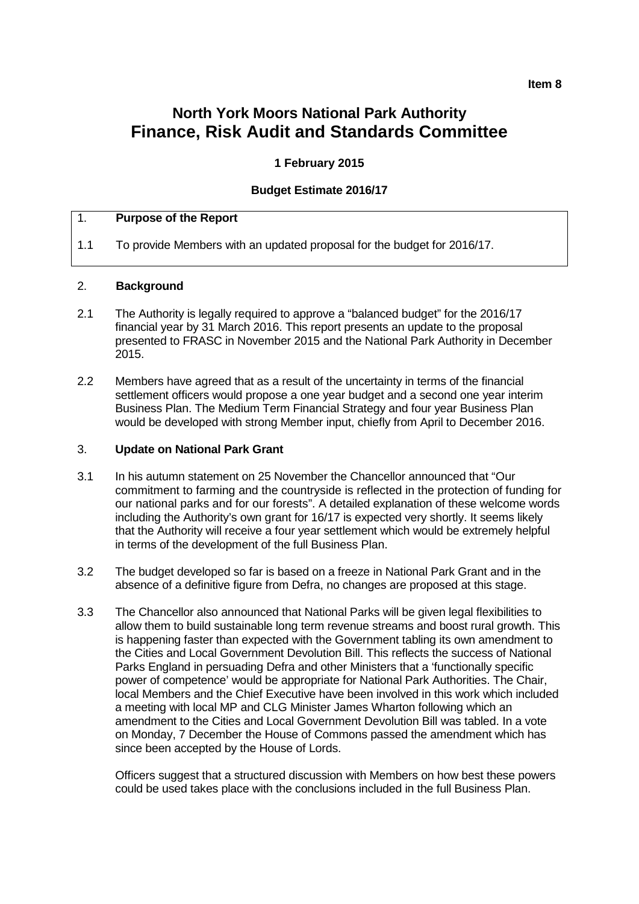**Item 8**

# North York Moors National Park Authority
# Finance, Risk Audit and Standards Committee

**1 February 2015**

**Budget Estimate 2016/17**

## 1. Purpose of the Report

1.1 To provide Members with an updated proposal for the budget for 2016/17.

## 2. Background

2.1 The Authority is legally required to approve a "balanced budget" for the 2016/17 financial year by 31 March 2016. This report presents an update to the proposal presented to FRASC in November 2015 and the National Park Authority in December 2015.

2.2 Members have agreed that as a result of the uncertainty in terms of the financial settlement officers would propose a one year budget and a second one year interim Business Plan. The Medium Term Financial Strategy and four year Business Plan would be developed with strong Member input, chiefly from April to December 2016.

## 3. Update on National Park Grant

3.1 In his autumn statement on 25 November the Chancellor announced that "Our commitment to farming and the countryside is reflected in the protection of funding for our national parks and for our forests". A detailed explanation of these welcome words including the Authority's own grant for 16/17 is expected very shortly. It seems likely that the Authority will receive a four year settlement which would be extremely helpful in terms of the development of the full Business Plan.

3.2 The budget developed so far is based on a freeze in National Park Grant and in the absence of a definitive figure from Defra, no changes are proposed at this stage.

3.3 The Chancellor also announced that National Parks will be given legal flexibilities to allow them to build sustainable long term revenue streams and boost rural growth. This is happening faster than expected with the Government tabling its own amendment to the Cities and Local Government Devolution Bill. This reflects the success of National Parks England in persuading Defra and other Ministers that a 'functionally specific power of competence' would be appropriate for National Park Authorities. The Chair, local Members and the Chief Executive have been involved in this work which included a meeting with local MP and CLG Minister James Wharton following which an amendment to the Cities and Local Government Devolution Bill was tabled. In a vote on Monday, 7 December the House of Commons passed the amendment which has since been accepted by the House of Lords.

Officers suggest that a structured discussion with Members on how best these powers could be used takes place with the conclusions included in the full Business Plan.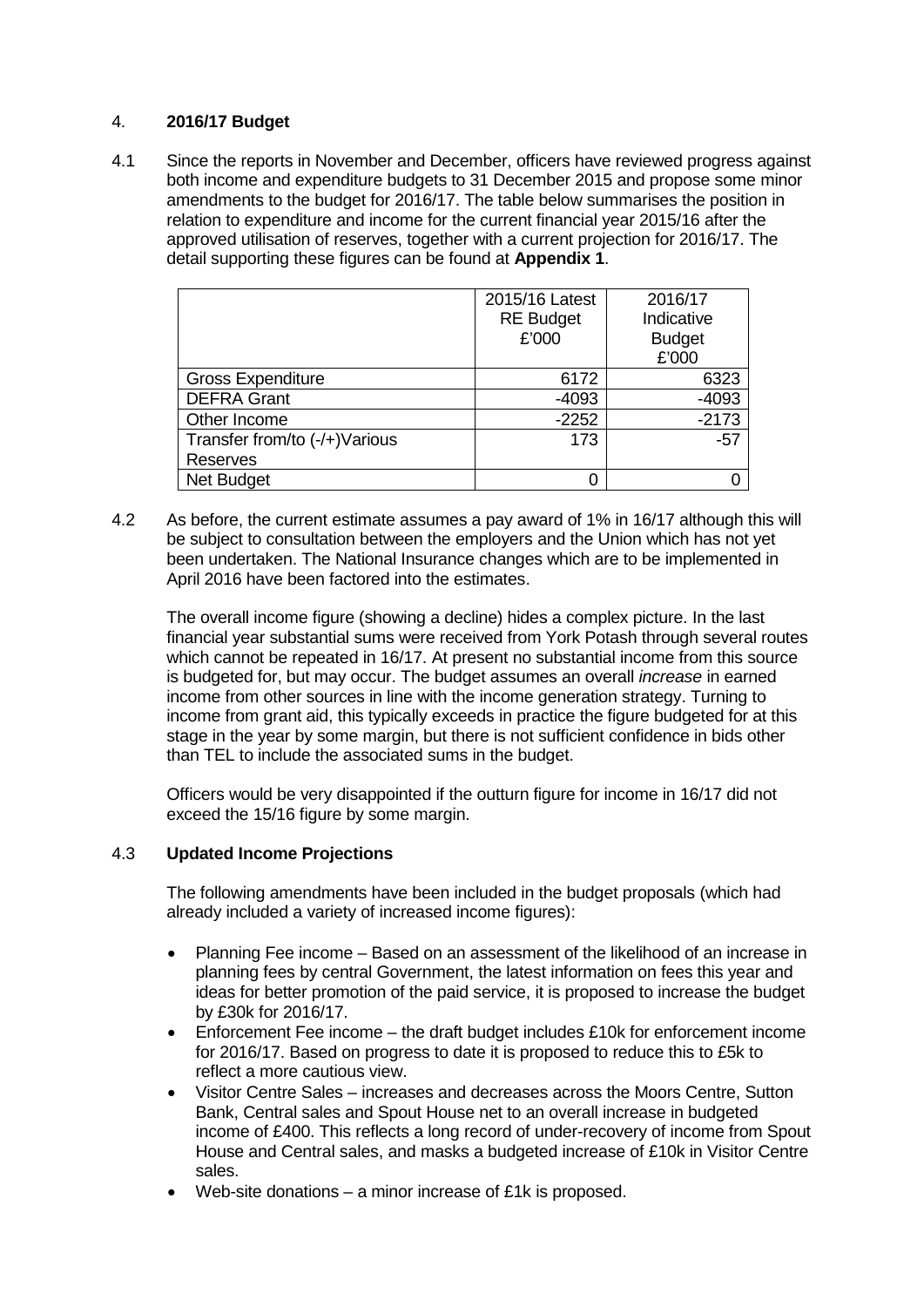## 4. **2016/17 Budget**

4.1 Since the reports in November and December, officers have reviewed progress against both income and expenditure budgets to 31 December 2015 and propose some minor amendments to the budget for 2016/17. The table below summarises the position in relation to expenditure and income for the current financial year 2015/16 after the approved utilisation of reserves, together with a current projection for 2016/17. The detail supporting these figures can be found at **Appendix 1**.

| | 2015/16 Latest RE Budget £'000 | 2016/17 Indicative Budget £'000 |
|---|---|---|
| Gross Expenditure | 6172 | 6323 |
| DEFRA Grant | -4093 | -4093 |
| Other Income | -2252 | -2173 |
| Transfer from/to (-/+)Various Reserves | 173 | -57 |
| Net Budget | 0 | 0 |

4.2 As before, the current estimate assumes a pay award of 1% in 16/17 although this will be subject to consultation between the employers and the Union which has not yet been undertaken. The National Insurance changes which are to be implemented in April 2016 have been factored into the estimates.

The overall income figure (showing a decline) hides a complex picture. In the last financial year substantial sums were received from York Potash through several routes which cannot be repeated in 16/17. At present no substantial income from this source is budgeted for, but may occur. The budget assumes an overall *increase* in earned income from other sources in line with the income generation strategy. Turning to income from grant aid, this typically exceeds in practice the figure budgeted for at this stage in the year by some margin, but there is not sufficient confidence in bids other than TEL to include the associated sums in the budget.

Officers would be very disappointed if the outturn figure for income in 16/17 did not exceed the 15/16 figure by some margin.

### 4.3 **Updated Income Projections**

The following amendments have been included in the budget proposals (which had already included a variety of increased income figures):

- Planning Fee income – Based on an assessment of the likelihood of an increase in planning fees by central Government, the latest information on fees this year and ideas for better promotion of the paid service, it is proposed to increase the budget by £30k for 2016/17.
- Enforcement Fee income – the draft budget includes £10k for enforcement income for 2016/17. Based on progress to date it is proposed to reduce this to £5k to reflect a more cautious view.
- Visitor Centre Sales – increases and decreases across the Moors Centre, Sutton Bank, Central sales and Spout House net to an overall increase in budgeted income of £400. This reflects a long record of under-recovery of income from Spout House and Central sales, and masks a budgeted increase of £10k in Visitor Centre sales.
- Web-site donations – a minor increase of £1k is proposed.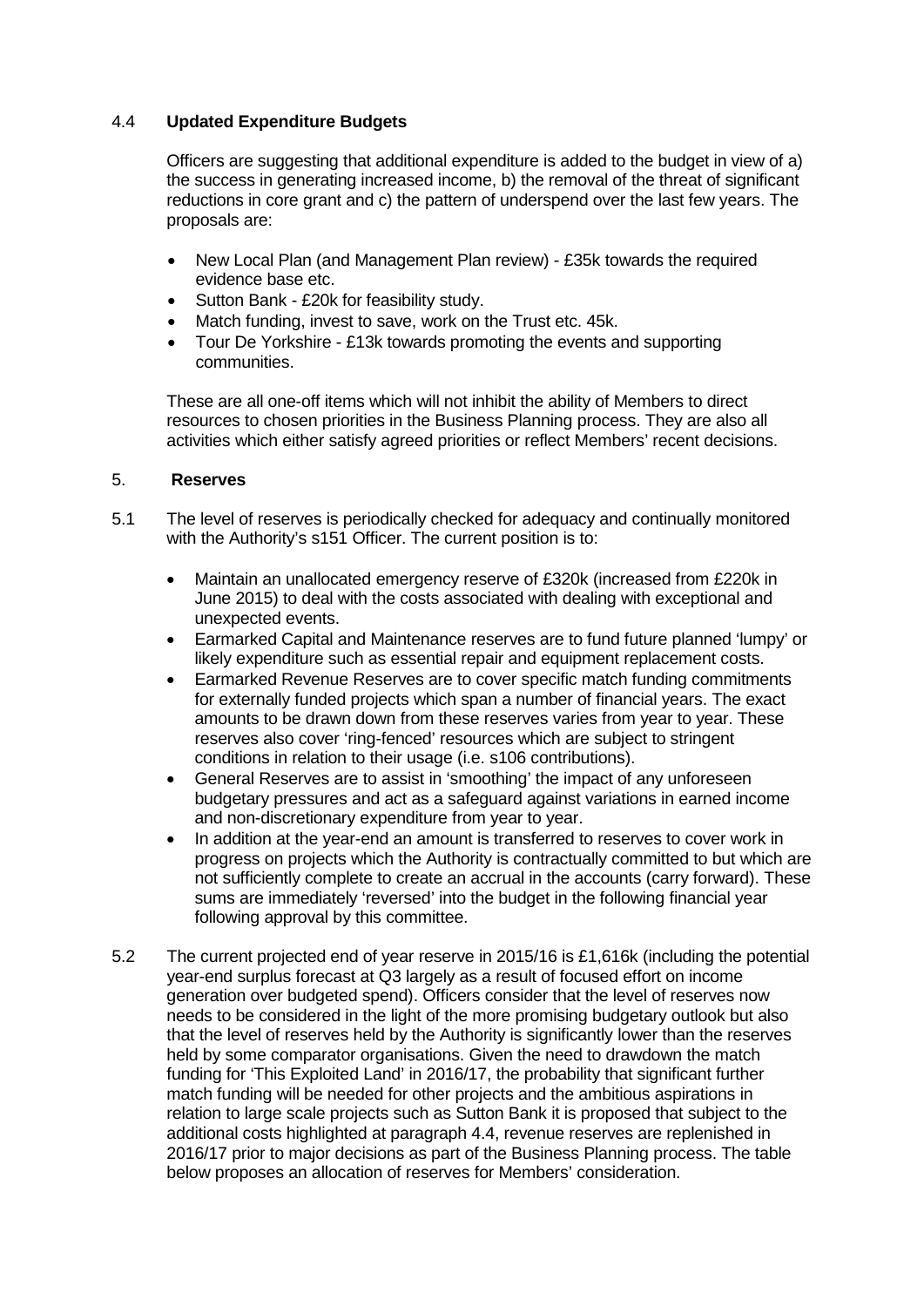## 4.4 **Updated Expenditure Budgets**

Officers are suggesting that additional expenditure is added to the budget in view of a) the success in generating increased income, b) the removal of the threat of significant reductions in core grant and c) the pattern of underspend over the last few years. The proposals are:

- New Local Plan (and Management Plan review) - £35k towards the required evidence base etc.
- Sutton Bank - £20k for feasibility study.
- Match funding, invest to save, work on the Trust etc. 45k.
- Tour De Yorkshire - £13k towards promoting the events and supporting communities.

These are all one-off items which will not inhibit the ability of Members to direct resources to chosen priorities in the Business Planning process. They are also all activities which either satisfy agreed priorities or reflect Members' recent decisions.

## 5. **Reserves**

5.1 The level of reserves is periodically checked for adequacy and continually monitored with the Authority's s151 Officer. The current position is to:

- Maintain an unallocated emergency reserve of £320k (increased from £220k in June 2015) to deal with the costs associated with dealing with exceptional and unexpected events.
- Earmarked Capital and Maintenance reserves are to fund future planned 'lumpy' or likely expenditure such as essential repair and equipment replacement costs.
- Earmarked Revenue Reserves are to cover specific match funding commitments for externally funded projects which span a number of financial years. The exact amounts to be drawn down from these reserves varies from year to year. These reserves also cover 'ring-fenced' resources which are subject to stringent conditions in relation to their usage (i.e. s106 contributions).
- General Reserves are to assist in 'smoothing' the impact of any unforeseen budgetary pressures and act as a safeguard against variations in earned income and non-discretionary expenditure from year to year.
- In addition at the year-end an amount is transferred to reserves to cover work in progress on projects which the Authority is contractually committed to but which are not sufficiently complete to create an accrual in the accounts (carry forward). These sums are immediately 'reversed' into the budget in the following financial year following approval by this committee.

5.2 The current projected end of year reserve in 2015/16 is £1,616k (including the potential year-end surplus forecast at Q3 largely as a result of focused effort on income generation over budgeted spend). Officers consider that the level of reserves now needs to be considered in the light of the more promising budgetary outlook but also that the level of reserves held by the Authority is significantly lower than the reserves held by some comparator organisations. Given the need to drawdown the match funding for 'This Exploited Land' in 2016/17, the probability that significant further match funding will be needed for other projects and the ambitious aspirations in relation to large scale projects such as Sutton Bank it is proposed that subject to the additional costs highlighted at paragraph 4.4, revenue reserves are replenished in 2016/17 prior to major decisions as part of the Business Planning process. The table below proposes an allocation of reserves for Members' consideration.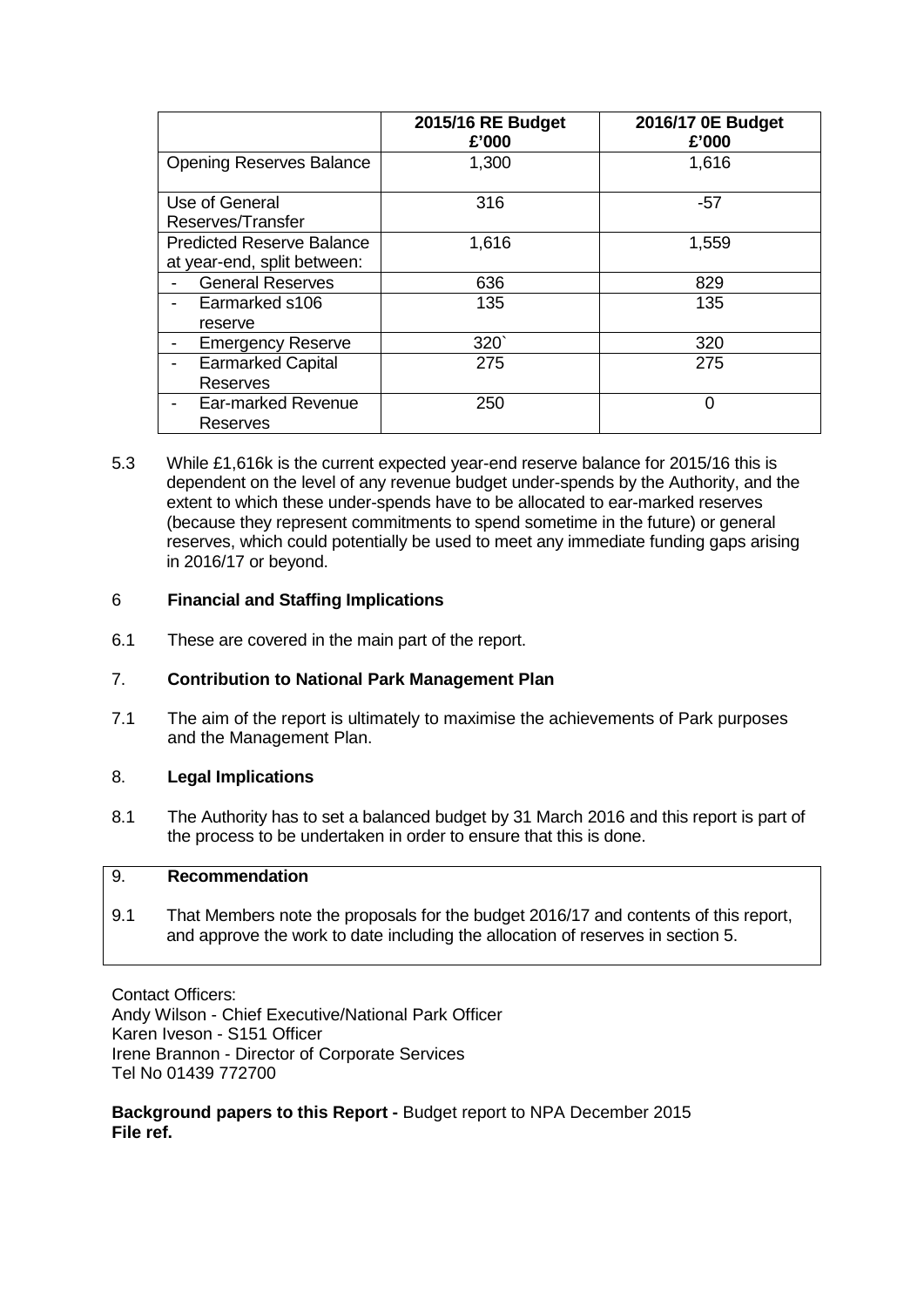| | 2015/16 RE Budget £'000 | 2016/17 0E Budget £'000 |
|---|---|---|
| Opening Reserves Balance | 1,300 | 1,616 |
| Use of General Reserves/Transfer | 316 | -57 |
| Predicted Reserve Balance at year-end, split between: | 1,616 | 1,559 |
| - General Reserves | 636 | 829 |
| - Earmarked s106 reserve | 135 | 135 |
| - Emergency Reserve | 320` | 320 |
| - Earmarked Capital Reserves | 275 | 275 |
| - Ear-marked Revenue Reserves | 250 | 0 |

5.3 While £1,616k is the current expected year-end reserve balance for 2015/16 this is dependent on the level of any revenue budget under-spends by the Authority, and the extent to which these under-spends have to be allocated to ear-marked reserves (because they represent commitments to spend sometime in the future) or general reserves, which could potentially be used to meet any immediate funding gaps arising in 2016/17 or beyond.

## 6 Financial and Staffing Implications

6.1 These are covered in the main part of the report.

## 7. Contribution to National Park Management Plan

7.1 The aim of the report is ultimately to maximise the achievements of Park purposes and the Management Plan.

## 8. Legal Implications

8.1 The Authority has to set a balanced budget by 31 March 2016 and this report is part of the process to be undertaken in order to ensure that this is done.

## 9. Recommendation

9.1 That Members note the proposals for the budget 2016/17 and contents of this report, and approve the work to date including the allocation of reserves in section 5.

Contact Officers:
Andy Wilson - Chief Executive/National Park Officer
Karen Iveson - S151 Officer
Irene Brannon - Director of Corporate Services
Tel No 01439 772700

**Background papers to this Report -** Budget report to NPA December 2015
**File ref.**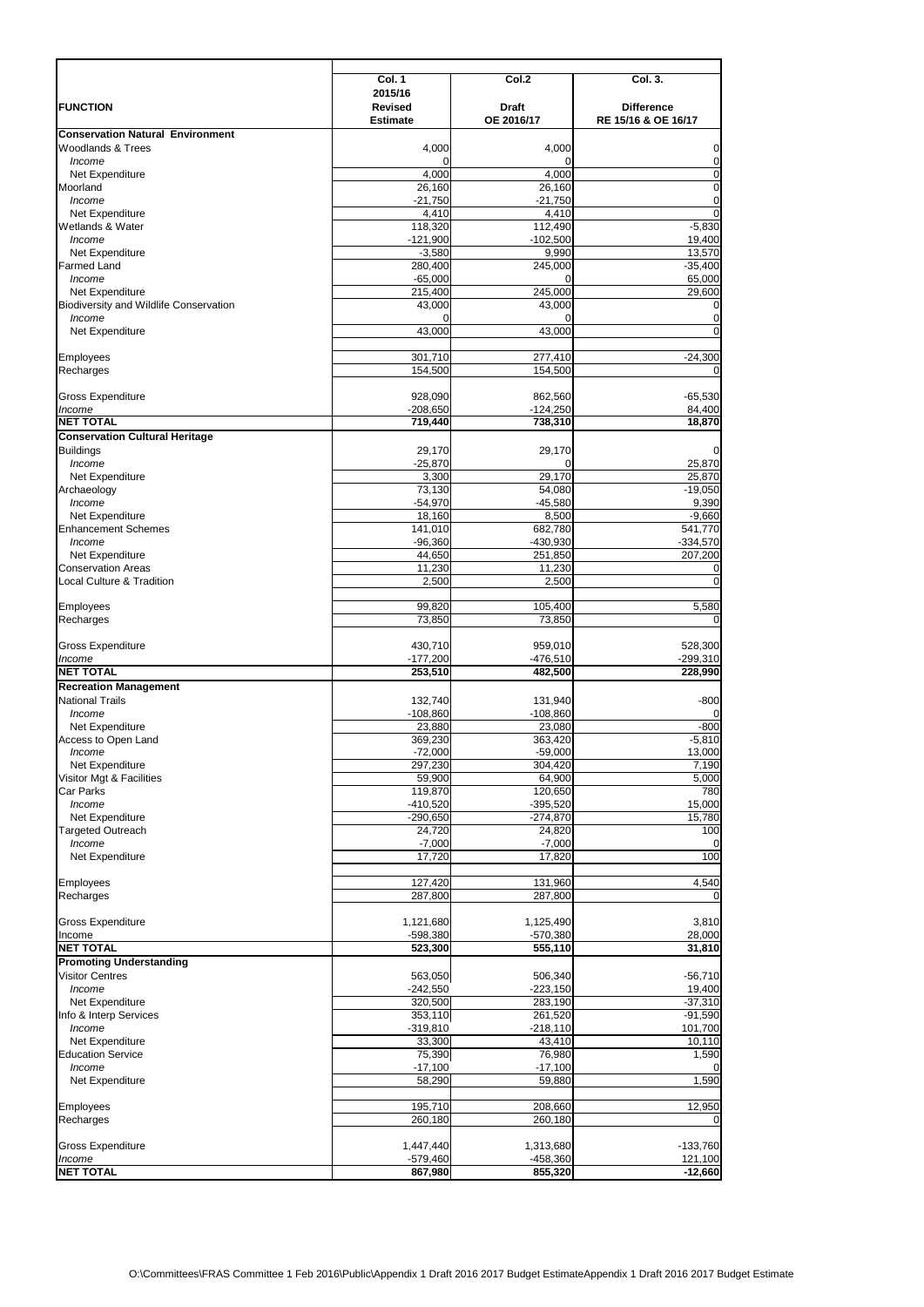| FUNCTION | Col. 1<br>2015/16<br>Revised<br>Estimate | Col.2<br><br>Draft<br>OE 2016/17 | Col. 3.<br><br>Difference<br>RE 15/16 & OE 16/17 |
|---|---|---|---|
| **Conservation Natural Environment** | | | |
| Woodlands & Trees | 4,000 | 4,000 | 0 |
| *Income* | 0 | 0 | 0 |
| Net Expenditure | 4,000 | 4,000 | 0 |
| Moorland | 26,160 | 26,160 | 0 |
| *Income* | -21,750 | -21,750 | 0 |
| Net Expenditure | 4,410 | 4,410 | 0 |
| Wetlands & Water | 118,320 | 112,490 | -5,830 |
| *Income* | -121,900 | -102,500 | 19,400 |
| Net Expenditure | -3,580 | 9,990 | 13,570 |
| Farmed Land | 280,400 | 245,000 | -35,400 |
| *Income* | -65,000 | 0 | 65,000 |
| Net Expenditure | 215,400 | 245,000 | 29,600 |
| Biodiversity and Wildlife Conservation | 43,000 | 43,000 | 0 |
| *Income* | 0 | 0 | 0 |
| Net Expenditure | 43,000 | 43,000 | 0 |
| Employees | 301,710 | 277,410 | -24,300 |
| Recharges | 154,500 | 154,500 | 0 |
| Gross Expenditure | 928,090 | 862,560 | -65,530 |
| *Income* | -208,650 | -124,250 | 84,400 |
| **NET TOTAL** | **719,440** | **738,310** | **18,870** |
| **Conservation Cultural Heritage** | | | |
| Buildings | 29,170 | 29,170 | 0 |
| *Income* | -25,870 | 0 | 25,870 |
| Net Expenditure | 3,300 | 29,170 | 25,870 |
| Archaeology | 73,130 | 54,080 | -19,050 |
| *Income* | -54,970 | -45,580 | 9,390 |
| Net Expenditure | 18,160 | 8,500 | -9,660 |
| Enhancement Schemes | 141,010 | 682,780 | 541,770 |
| *Income* | -96,360 | -430,930 | -334,570 |
| Net Expenditure | 44,650 | 251,850 | 207,200 |
| Conservation Areas | 11,230 | 11,230 | 0 |
| Local Culture & Tradition | 2,500 | 2,500 | 0 |
| Employees | 99,820 | 105,400 | 5,580 |
| Recharges | 73,850 | 73,850 | 0 |
| Gross Expenditure | 430,710 | 959,010 | 528,300 |
| *Income* | -177,200 | -476,510 | -299,310 |
| **NET TOTAL** | **253,510** | **482,500** | **228,990** |
| **Recreation Management** | | | |
| National Trails | 132,740 | 131,940 | -800 |
| *Income* | -108,860 | -108,860 | 0 |
| Net Expenditure | 23,880 | 23,080 | -800 |
| Access to Open Land | 369,230 | 363,420 | -5,810 |
| *Income* | -72,000 | -59,000 | 13,000 |
| Net Expenditure | 297,230 | 304,420 | 7,190 |
| Visitor Mgt & Facilities | 59,900 | 64,900 | 5,000 |
| Car Parks | 119,870 | 120,650 | 780 |
| *Income* | -410,520 | -395,520 | 15,000 |
| Net Expenditure | -290,650 | -274,870 | 15,780 |
| Targeted Outreach | 24,720 | 24,820 | 100 |
| *Income* | -7,000 | -7,000 | 0 |
| Net Expenditure | 17,720 | 17,820 | 100 |
| Employees | 127,420 | 131,960 | 4,540 |
| Recharges | 287,800 | 287,800 | 0 |
| Gross Expenditure | 1,121,680 | 1,125,490 | 3,810 |
| Income | -598,380 | -570,380 | 28,000 |
| **NET TOTAL** | **523,300** | **555,110** | **31,810** |
| **Promoting Understanding** | | | |
| Visitor Centres | 563,050 | 506,340 | -56,710 |
| *Income* | -242,550 | -223,150 | 19,400 |
| Net Expenditure | 320,500 | 283,190 | -37,310 |
| Info & Interp Services | 353,110 | 261,520 | -91,590 |
| *Income* | -319,810 | -218,110 | 101,700 |
| Net Expenditure | 33,300 | 43,410 | 10,110 |
| Education Service | 75,390 | 76,980 | 1,590 |
| *Income* | -17,100 | -17,100 | 0 |
| Net Expenditure | 58,290 | 59,880 | 1,590 |
| Employees | 195,710 | 208,660 | 12,950 |
| Recharges | 260,180 | 260,180 | 0 |
| Gross Expenditure | 1,447,440 | 1,313,680 | -133,760 |
| *Income* | -579,460 | -458,360 | 121,100 |
| **NET TOTAL** | **867,980** | **855,320** | **-12,660** |

O:\Committees\FRAS Committee 1 Feb 2016\Public\Appendix 1 Draft 2016 2017 Budget EstimateAppendix 1 Draft 2016 2017 Budget Estimate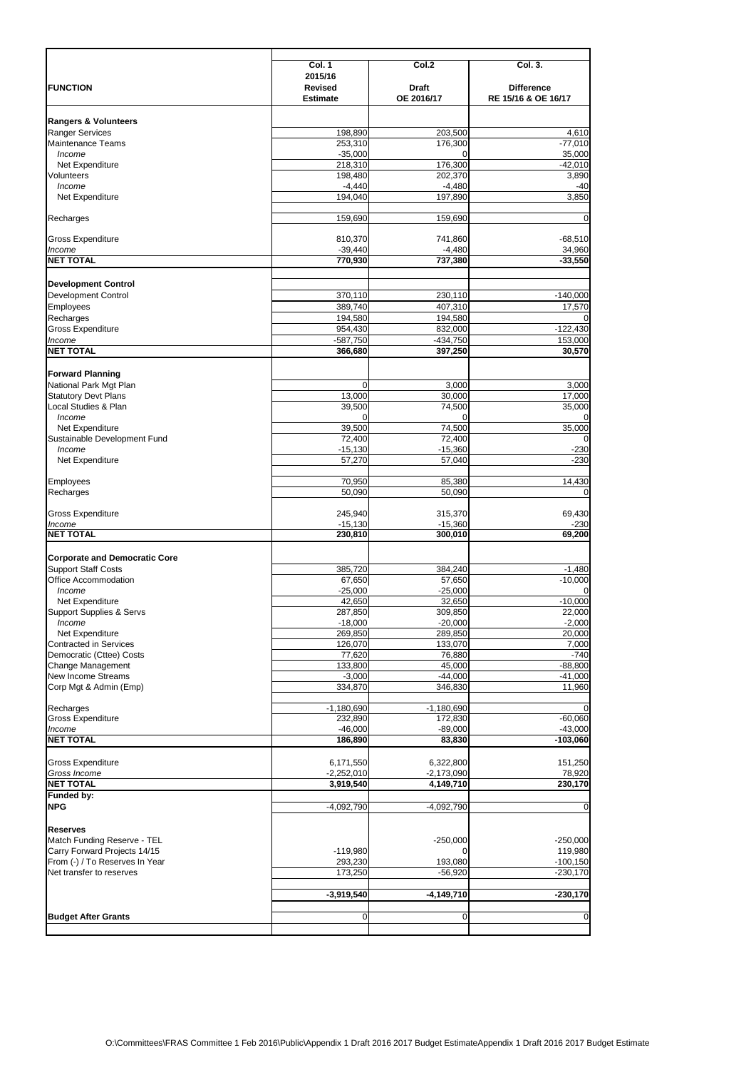| FUNCTION | Col. 1<br>2015/16<br>Revised<br>Estimate | Col.2<br><br>Draft<br>OE 2016/17 | Col. 3.<br><br>Difference<br>RE 15/16 & OE 16/17 |
|---|---|---|---|
| **Rangers & Volunteers** | | | |
| Ranger Services | 198,890 | 203,500 | 4,610 |
| Maintenance Teams | 253,310 | 176,300 | -77,010 |
| *Income* | -35,000 | 0 | 35,000 |
| Net Expenditure | 218,310 | 176,300 | -42,010 |
| Volunteers | 198,480 | 202,370 | 3,890 |
| *Income* | -4,440 | -4,480 | -40 |
| Net Expenditure | 194,040 | 197,890 | 3,850 |
| | | | |
| Recharges | 159,690 | 159,690 | 0 |
| | | | |
| Gross Expenditure | 810,370 | 741,860 | -68,510 |
| *Income* | -39,440 | -4,480 | 34,960 |
| **NET TOTAL** | **770,930** | **737,380** | **-33,550** |
| | | | |
| **Development Control** | | | |
| Development Control | 370,110 | 230,110 | -140,000 |
| Employees | 389,740 | 407,310 | 17,570 |
| Recharges | 194,580 | 194,580 | 0 |
| Gross Expenditure | 954,430 | 832,000 | -122,430 |
| *Income* | -587,750 | -434,750 | 153,000 |
| **NET TOTAL** | **366,680** | **397,250** | **30,570** |
| | | | |
| **Forward Planning** | | | |
| National Park Mgt Plan | 0 | 3,000 | 3,000 |
| Statutory Devt Plans | 13,000 | 30,000 | 17,000 |
| Local Studies & Plan | 39,500 | 74,500 | 35,000 |
| *Income* | 0 | 0 | 0 |
| Net Expenditure | 39,500 | 74,500 | 35,000 |
| Sustainable Development Fund | 72,400 | 72,400 | 0 |
| *Income* | -15,130 | -15,360 | -230 |
| Net Expenditure | 57,270 | 57,040 | -230 |
| | | | |
| Employees | 70,950 | 85,380 | 14,430 |
| Recharges | 50,090 | 50,090 | 0 |
| | | | |
| Gross Expenditure | 245,940 | 315,370 | 69,430 |
| *Income* | -15,130 | -15,360 | -230 |
| **NET TOTAL** | **230,810** | **300,010** | **69,200** |
| | | | |
| **Corporate and Democratic Core** | | | |
| Support Staff Costs | 385,720 | 384,240 | -1,480 |
| Office Accommodation | 67,650 | 57,650 | -10,000 |
| *Income* | -25,000 | -25,000 | 0 |
| Net Expenditure | 42,650 | 32,650 | -10,000 |
| Support Supplies & Servs | 287,850 | 309,850 | 22,000 |
| *Income* | -18,000 | -20,000 | -2,000 |
| Net Expenditure | 269,850 | 289,850 | 20,000 |
| Contracted in Services | 126,070 | 133,070 | 7,000 |
| Democratic (Cttee) Costs | 77,620 | 76,880 | -740 |
| Change Management | 133,800 | 45,000 | -88,800 |
| New Income Streams | -3,000 | -44,000 | -41,000 |
| Corp Mgt & Admin (Emp) | 334,870 | 346,830 | 11,960 |
| | | | |
| Recharges | -1,180,690 | -1,180,690 | 0 |
| Gross Expenditure | 232,890 | 172,830 | -60,060 |
| *Income* | -46,000 | -89,000 | -43,000 |
| **NET TOTAL** | **186,890** | **83,830** | **-103,060** |
| | | | |
| Gross Expenditure | 6,171,550 | 6,322,800 | 151,250 |
| *Gross Income* | -2,252,010 | -2,173,090 | 78,920 |
| **NET TOTAL** | **3,919,540** | **4,149,710** | **230,170** |
| **Funded by:** | | | |
| **NPG** | -4,092,790 | -4,092,790 | 0 |
| | | | |
| **Reserves** | | | |
| Match Funding Reserve - TEL | | -250,000 | -250,000 |
| Carry Forward Projects 14/15 | -119,980 | 0 | 119,980 |
| From (-) / To Reserves In Year | 293,230 | 193,080 | -100,150 |
| Net transfer to reserves | 173,250 | -56,920 | -230,170 |
| | | | |
| | **-3,919,540** | **-4,149,710** | **-230,170** |
| | | | |
| **Budget After Grants** | 0 | 0 | 0 |

O:\Committees\FRAS Committee 1 Feb 2016\Public\Appendix 1 Draft 2016 2017 Budget EstimateAppendix 1 Draft 2016 2017 Budget Estimate